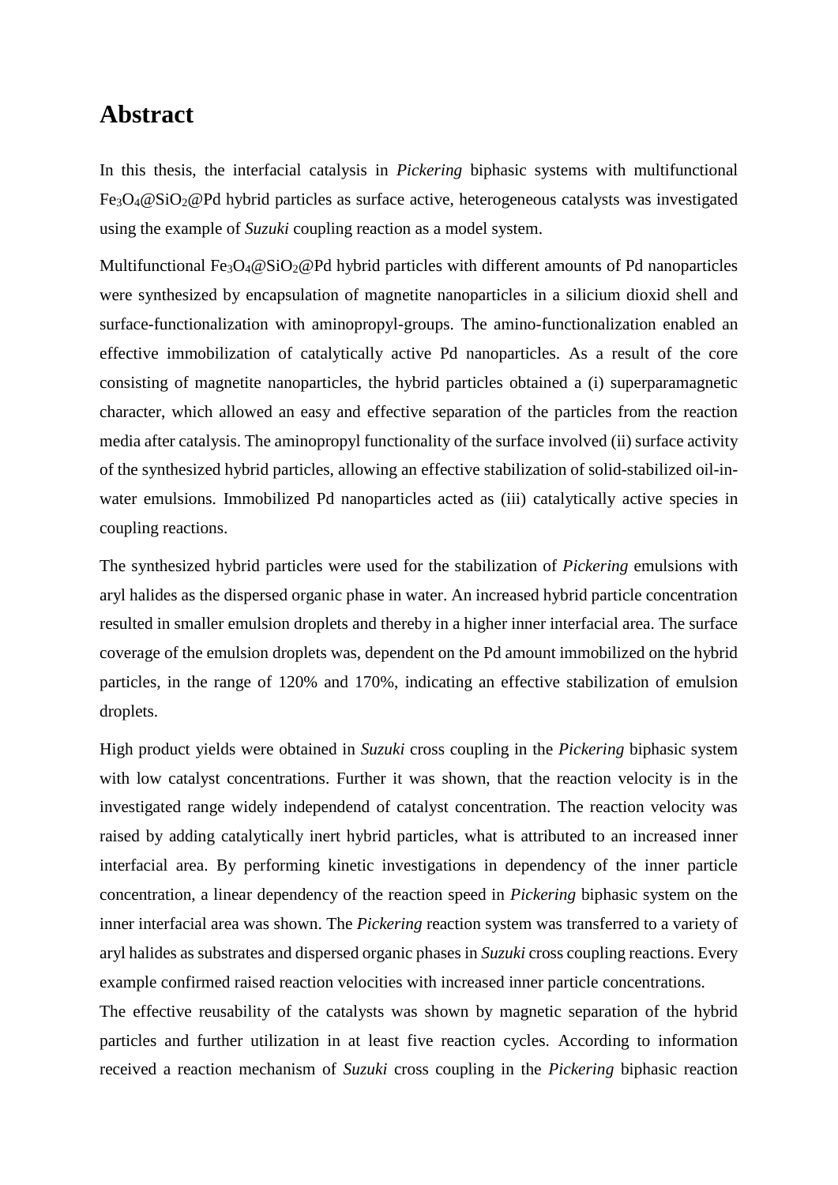# Abstract

In this thesis, the interfacial catalysis in *Pickering* biphasic systems with multifunctional $Fe_3O_4$@$SiO_2$@Pd hybrid particles as surface active, heterogeneous catalysts was investigated using the example of *Suzuki* coupling reaction as a model system.

Multifunctional $Fe_3O_4$@$SiO_2$@Pd hybrid particles with different amounts of Pd nanoparticles were synthesized by encapsulation of magnetite nanoparticles in a silicium dioxid shell and surface-functionalization with aminopropyl-groups. The amino-functionalization enabled an effective immobilization of catalytically active Pd nanoparticles. As a result of the core consisting of magnetite nanoparticles, the hybrid particles obtained a (i) superparamagnetic character, which allowed an easy and effective separation of the particles from the reaction media after catalysis. The aminopropyl functionality of the surface involved (ii) surface activity of the synthesized hybrid particles, allowing an effective stabilization of solid-stabilized oil-in-water emulsions. Immobilized Pd nanoparticles acted as (iii) catalytically active species in coupling reactions.

The synthesized hybrid particles were used for the stabilization of *Pickering* emulsions with aryl halides as the dispersed organic phase in water. An increased hybrid particle concentration resulted in smaller emulsion droplets and thereby in a higher inner interfacial area. The surface coverage of the emulsion droplets was, dependent on the Pd amount immobilized on the hybrid particles, in the range of 120% and 170%, indicating an effective stabilization of emulsion droplets.

High product yields were obtained in *Suzuki* cross coupling in the *Pickering* biphasic system with low catalyst concentrations. Further it was shown, that the reaction velocity is in the investigated range widely independend of catalyst concentration. The reaction velocity was raised by adding catalytically inert hybrid particles, what is attributed to an increased inner interfacial area. By performing kinetic investigations in dependency of the inner particle concentration, a linear dependency of the reaction speed in *Pickering* biphasic system on the inner interfacial area was shown. The *Pickering* reaction system was transferred to a variety of aryl halides as substrates and dispersed organic phases in *Suzuki* cross coupling reactions. Every example confirmed raised reaction velocities with increased inner particle concentrations.

The effective reusability of the catalysts was shown by magnetic separation of the hybrid particles and further utilization in at least five reaction cycles. According to information received a reaction mechanism of *Suzuki* cross coupling in the *Pickering* biphasic reaction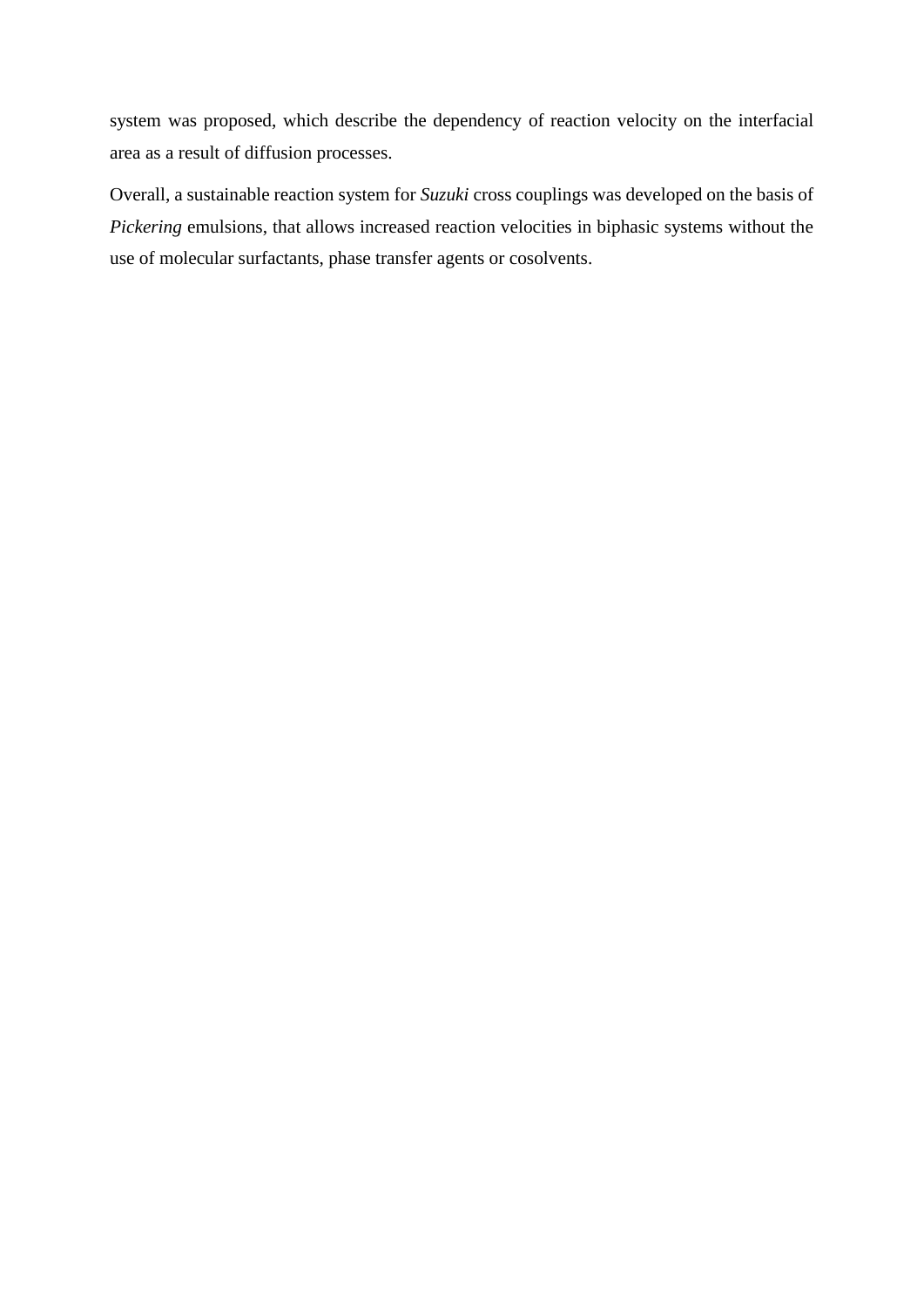system was proposed, which describe the dependency of reaction velocity on the interfacial area as a result of diffusion processes.

Overall, a sustainable reaction system for *Suzuki* cross couplings was developed on the basis of *Pickering* emulsions, that allows increased reaction velocities in biphasic systems without the use of molecular surfactants, phase transfer agents or cosolvents.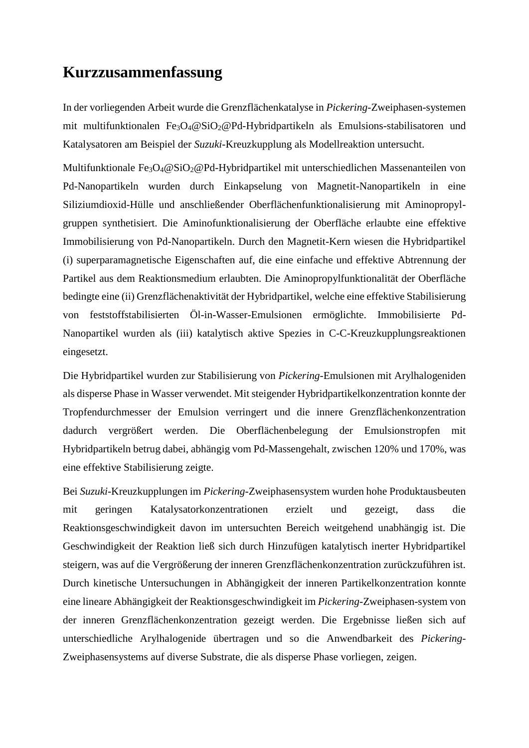# Kurzzusammenfassung

In der vorliegenden Arbeit wurde die Grenzflächenkatalyse in *Pickering*-Zweiphasen-systemen mit multifunktionalen $Fe_3O_4$@$SiO_2$@Pd-Hybridpartikeln als Emulsions-stabilisatoren und Katalysatoren am Beispiel der *Suzuki*-Kreuzkupplung als Modellreaktion untersucht.

Multifunktionale $Fe_3O_4$@$SiO_2$@Pd-Hybridpartikel mit unterschiedlichen Massenanteilen von Pd-Nanopartikeln wurden durch Einkapselung von Magnetit-Nanopartikeln in eine Siliziumdioxid-Hülle und anschließender Oberflächenfunktionalisierung mit Aminopropyl-gruppen synthetisiert. Die Aminofunktionalisierung der Oberfläche erlaubte eine effektive Immobilisierung von Pd-Nanopartikeln. Durch den Magnetit-Kern wiesen die Hybridpartikel (i) superparamagnetische Eigenschaften auf, die eine einfache und effektive Abtrennung der Partikel aus dem Reaktionsmedium erlaubten. Die Aminopropylfunktionalität der Oberfläche bedingte eine (ii) Grenzflächenaktivität der Hybridpartikel, welche eine effektive Stabilisierung von feststoffstabilisierten Öl-in-Wasser-Emulsionen ermöglichte. Immobilisierte Pd-Nanopartikel wurden als (iii) katalytisch aktive Spezies in C-C-Kreuzkupplungsreaktionen eingesetzt.

Die Hybridpartikel wurden zur Stabilisierung von *Pickering*-Emulsionen mit Arylhalogeniden als disperse Phase in Wasser verwendet. Mit steigender Hybridpartikelkonzentration konnte der Tropfendurchmesser der Emulsion verringert und die innere Grenzflächenkonzentration dadurch vergrößert werden. Die Oberflächenbelegung der Emulsionstropfen mit Hybridpartikeln betrug dabei, abhängig vom Pd-Massengehalt, zwischen 120% und 170%, was eine effektive Stabilisierung zeigte.

Bei *Suzuki*-Kreuzkupplungen im *Pickering*-Zweiphasensystem wurden hohe Produktausbeuten mit geringen Katalysatorkonzentrationen erzielt und gezeigt, dass die Reaktionsgeschwindigkeit davon im untersuchten Bereich weitgehend unabhängig ist. Die Geschwindigkeit der Reaktion ließ sich durch Hinzufügen katalytisch inerter Hybridpartikel steigern, was auf die Vergrößerung der inneren Grenzflächenkonzentration zurückzuführen ist. Durch kinetische Untersuchungen in Abhängigkeit der inneren Partikelkonzentration konnte eine lineare Abhängigkeit der Reaktionsgeschwindigkeit im *Pickering*-Zweiphasen-system von der inneren Grenzflächenkonzentration gezeigt werden. Die Ergebnisse ließen sich auf unterschiedliche Arylhalogenide übertragen und so die Anwendbarkeit des *Pickering*-Zweiphasensystems auf diverse Substrate, die als disperse Phase vorliegen, zeigen.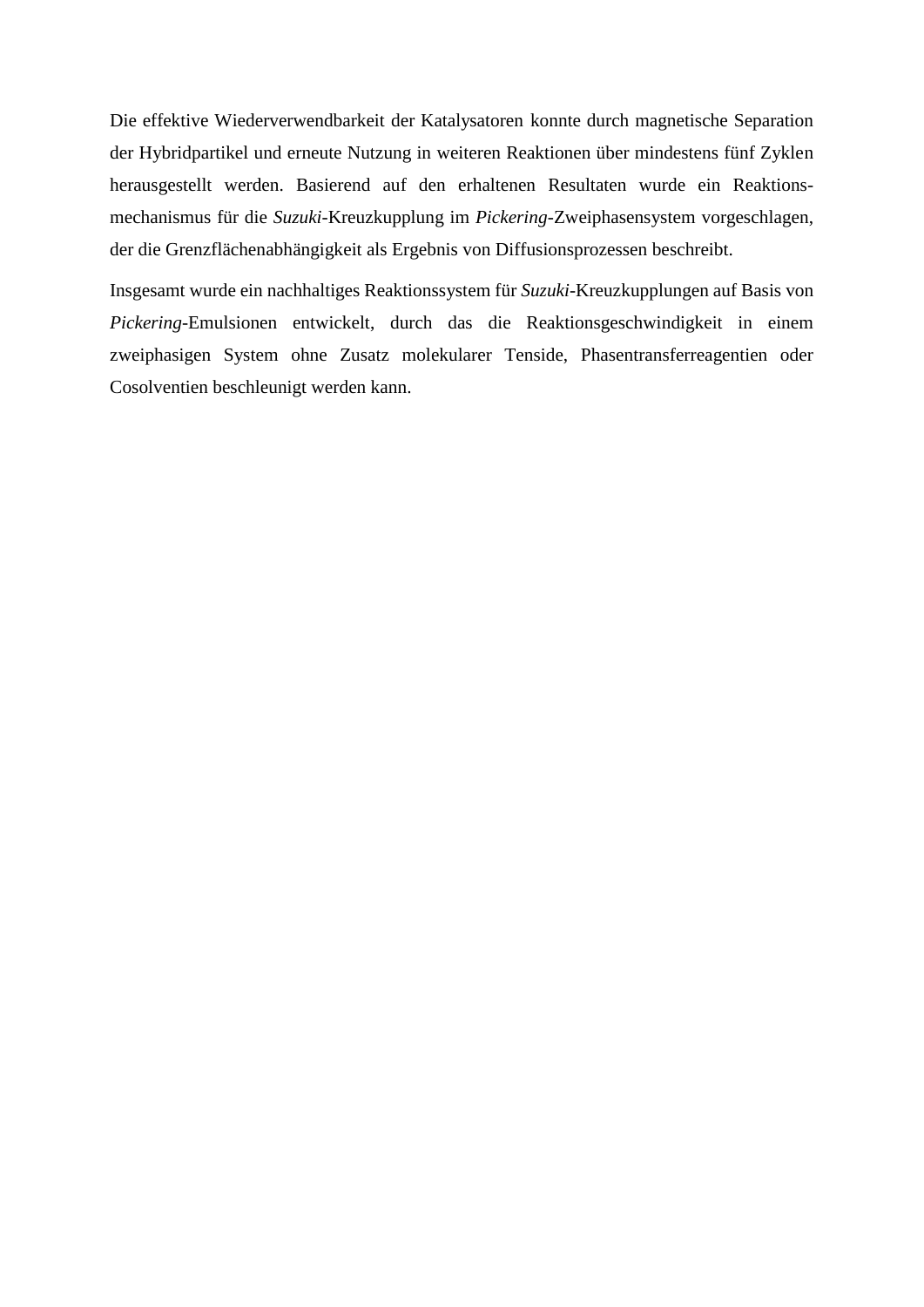Die effektive Wiederverwendbarkeit der Katalysatoren konnte durch magnetische Separation der Hybridpartikel und erneute Nutzung in weiteren Reaktionen über mindestens fünf Zyklen herausgestellt werden. Basierend auf den erhaltenen Resultaten wurde ein Reaktionsmechanismus für die *Suzuki*-Kreuzkupplung im *Pickering*-Zweiphasensystem vorgeschlagen, der die Grenzflächenabhängigkeit als Ergebnis von Diffusionsprozessen beschreibt.

Insgesamt wurde ein nachhaltiges Reaktionssystem für *Suzuki*-Kreuzkupplungen auf Basis von *Pickering*-Emulsionen entwickelt, durch das die Reaktionsgeschwindigkeit in einem zweiphasigen System ohne Zusatz molekularer Tenside, Phasentransferreagentien oder Cosolventien beschleunigt werden kann.